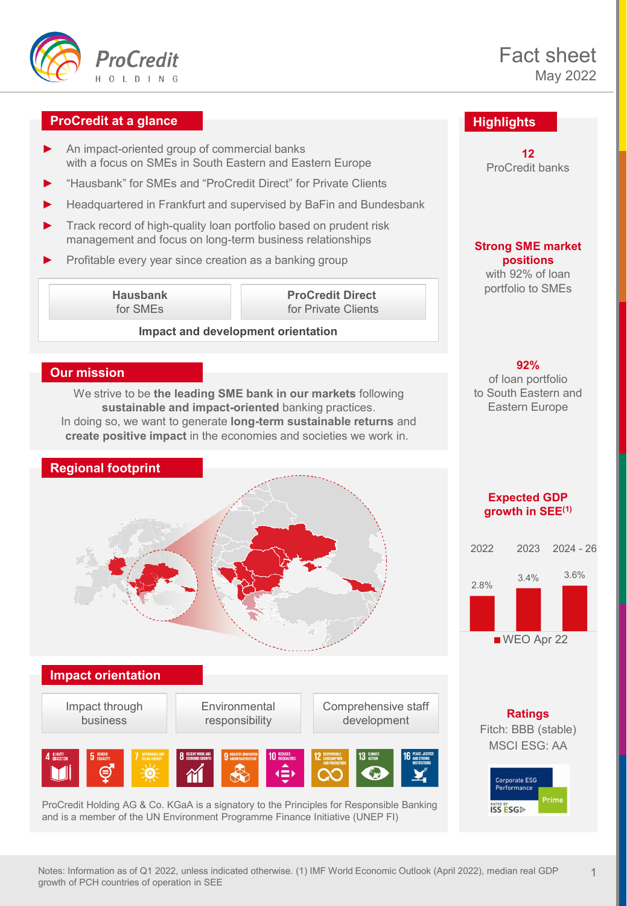# ProCredit HOLDING

# Fact sheet
May 2022

## ProCredit at a glance

- An impact-oriented group of commercial banks with a focus on SMEs in South Eastern and Eastern Europe
- "Hausbank" for SMEs and "ProCredit Direct" for Private Clients
- Headquartered in Frankfurt and supervised by BaFin and Bundesbank
- Track record of high-quality loan portfolio based on prudent risk management and focus on long-term business relationships
- Profitable every year since creation as a banking group

| Hausbank for SMEs | ProCredit Direct for Private Clients |
|---|---|
| **Impact and development orientation** | |

## Our mission

We strive to be **the leading SME bank in our markets** following **sustainable and impact-oriented** banking practices.
In doing so, we want to generate **long-term sustainable returns** and **create positive impact** in the economies and societies we work in.

## Regional footprint

## Impact orientation

- Impact through business
- Environmental responsibility
- Comprehensive staff development

4 Quality education · 5 Gender equality · 7 Affordable and clean energy · 8 Decent work and economic growth · 9 Industry, innovation and infrastructure · 10 Reduced inequalities · 12 Responsible consumption and production · 13 Climate action · 16 Peace, justice and strong institutions

ProCredit Holding AG & Co. KGaA is a signatory to the Principles for Responsible Banking and is a member of the UN Environment Programme Finance Initiative (UNEP FI)

## Highlights

**12**
ProCredit banks

**Strong SME market positions**
with 92% of loan portfolio to SMEs

**92%**
of loan portfolio to South Eastern and Eastern Europe

**Expected GDP growth in SEE**[1]

| 2022 | 2023 | 2024 - 26 |
|---|---|---|
| 2.8% | 3.4% | 3.6% |

WEO Apr 22

**Ratings**
Fitch: BBB (stable)
MSCI ESG: AA

Corporate ESG Performance – Prime – RATED BY ISS ESG

Notes: Information as of Q1 2022, unless indicated otherwise. (1) IMF World Economic Outlook (April 2022), median real GDP growth of PCH countries of operation in SEE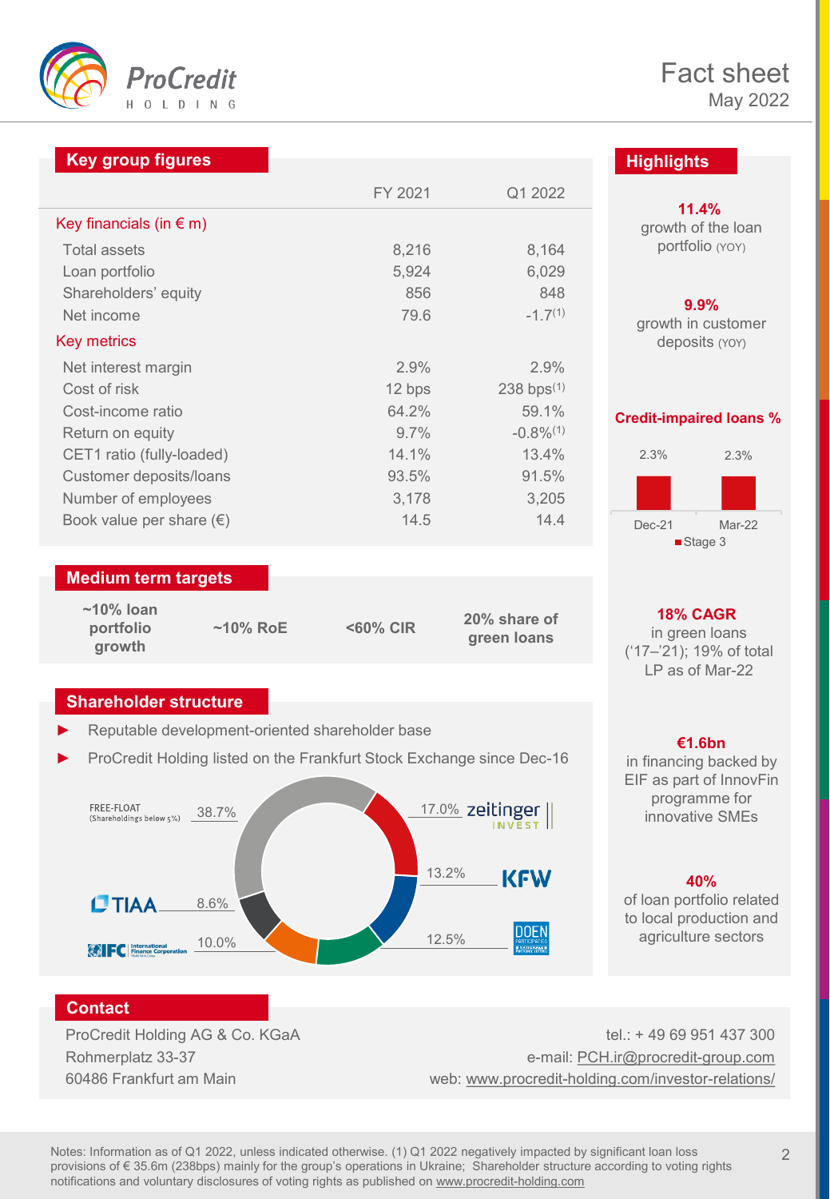# Fact sheet

May 2022

## Key group figures

| | FY 2021 | Q1 2022 |
|---|---|---|
| **Key financials (in € m)** | | |
| Total assets | 8,216 | 8,164 |
| Loan portfolio | 5,924 | 6,029 |
| Shareholders' equity | 856 | 848 |
| Net income | 79.6 | -1.7[1] |
| **Key metrics** | | |
| Net interest margin | 2.9% | 2.9% |
| Cost of risk | 12 bps | 238 bps[1] |
| Cost-income ratio | 64.2% | 59.1% |
| Return on equity | 9.7% | -0.8%[1] |
| CET1 ratio (fully-loaded) | 14.1% | 13.4% |
| Customer deposits/loans | 93.5% | 91.5% |
| Number of employees | 3,178 | 3,205 |
| Book value per share (€) | 14.5 | 14.4 |

## Medium term targets

- **~10% loan portfolio growth**
- **~10% RoE**
- **<60% CIR**
- **20% share of green loans**

## Shareholder structure

- Reputable development-oriented shareholder base
- ProCredit Holding listed on the Frankfurt Stock Exchange since Dec-16

FREE-FLOAT (Shareholdings below 5%) 38.7%

17.0% zeitinger INVEST

13.2% KFW

12.5% DOEN

10.0% IFC International Finance Corporation

8.6% TIAA

## Highlights

**11.4%**
growth of the loan portfolio (YOY)

**9.9%**
growth in customer deposits (YOY)

**Credit-impaired loans %**

2.3% 2.3%

Dec-21 Mar-22

Stage 3

**18% CAGR**
in green loans ('17–'21); 19% of total LP as of Mar-22

**€1.6bn**
in financing backed by EIF as part of InnovFin programme for innovative SMEs

**40%**
of loan portfolio related to local production and agriculture sectors

## Contact

ProCredit Holding AG & Co. KGaA
Rohmerplatz 33-37
60486 Frankfurt am Main

tel.: + 49 69 951 437 300
e-mail: PCH.ir@procredit-group.com
web: www.procredit-holding.com/investor-relations/

Notes: Information as of Q1 2022, unless indicated otherwise. (1) Q1 2022 negatively impacted by significant loan loss provisions of € 35.6m (238bps) mainly for the group's operations in Ukraine; Shareholder structure according to voting rights notifications and voluntary disclosures of voting rights as published on www.procredit-holding.com